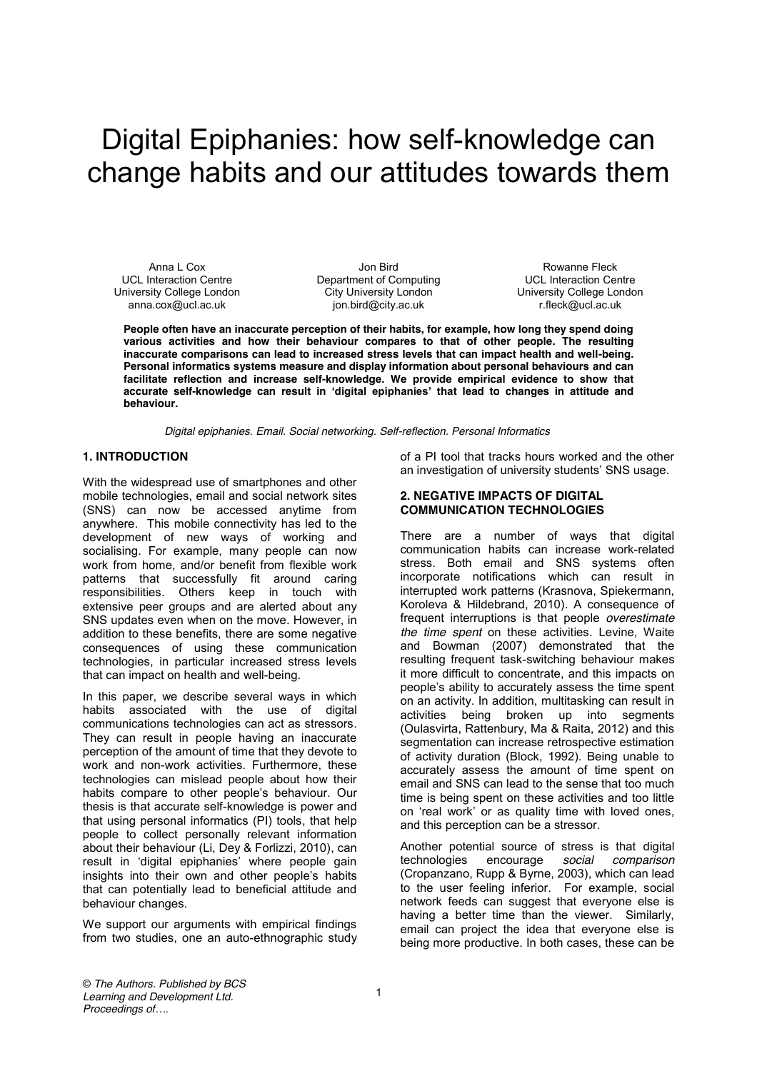# Digital Epiphanies: how self-knowledge can change habits and our attitudes towards them

Anna L Cox
UCL Interaction Centre
University College London
anna.cox@ucl.ac.uk

Jon Bird
Department of Computing
City University London
jon.bird@city.ac.uk

Rowanne Fleck
UCL Interaction Centre
University College London
r.fleck@ucl.ac.uk

**People often have an inaccurate perception of their habits, for example, how long they spend doing various activities and how their behaviour compares to that of other people. The resulting inaccurate comparisons can lead to increased stress levels that can impact health and well-being. Personal informatics systems measure and display information about personal behaviours and can facilitate reflection and increase self-knowledge. We provide empirical evidence to show that accurate self-knowledge can result in 'digital epiphanies' that lead to changes in attitude and behaviour.**

*Digital epiphanies. Email. Social networking. Self-reflection. Personal Informatics*

## 1. INTRODUCTION

With the widespread use of smartphones and other mobile technologies, email and social network sites (SNS) can now be accessed anytime from anywhere. This mobile connectivity has led to the development of new ways of working and socialising. For example, many people can now work from home, and/or benefit from flexible work patterns that successfully fit around caring responsibilities. Others keep in touch with extensive peer groups and are alerted about any SNS updates even when on the move. However, in addition to these benefits, there are some negative consequences of using these communication technologies, in particular increased stress levels that can impact on health and well-being.

In this paper, we describe several ways in which habits associated with the use of digital communications technologies can act as stressors. They can result in people having an inaccurate perception of the amount of time that they devote to work and non-work activities. Furthermore, these technologies can mislead people about how their habits compare to other people's behaviour. Our thesis is that accurate self-knowledge is power and that using personal informatics (PI) tools, that help people to collect personally relevant information about their behaviour (Li, Dey & Forlizzi, 2010), can result in 'digital epiphanies' where people gain insights into their own and other people's habits that can potentially lead to beneficial attitude and behaviour changes.

We support our arguments with empirical findings from two studies, one an auto-ethnographic study of a PI tool that tracks hours worked and the other an investigation of university students' SNS usage.

## 2. NEGATIVE IMPACTS OF DIGITAL COMMUNICATION TECHNOLOGIES

There are a number of ways that digital communication habits can increase work-related stress. Both email and SNS systems often incorporate notifications which can result in interrupted work patterns (Krasnova, Spiekermann, Koroleva & Hildebrand, 2010). A consequence of frequent interruptions is that people *overestimate the time spent* on these activities. Levine, Waite and Bowman (2007) demonstrated that the resulting frequent task-switching behaviour makes it more difficult to concentrate, and this impacts on people's ability to accurately assess the time spent on an activity. In addition, multitasking can result in activities being broken up into segments (Oulasvirta, Rattenbury, Ma & Raita, 2012) and this segmentation can increase retrospective estimation of activity duration (Block, 1992). Being unable to accurately assess the amount of time spent on email and SNS can lead to the sense that too much time is being spent on these activities and too little on 'real work' or as quality time with loved ones, and this perception can be a stressor.

Another potential source of stress is that digital technologies encourage *social comparison* (Cropanzano, Rupp & Byrne, 2003), which can lead to the user feeling inferior. For example, social network feeds can suggest that everyone else is having a better time than the viewer. Similarly, email can project the idea that everyone else is being more productive. In both cases, these can be

*© The Authors. Published by BCS Learning and Development Ltd. Proceedings of….*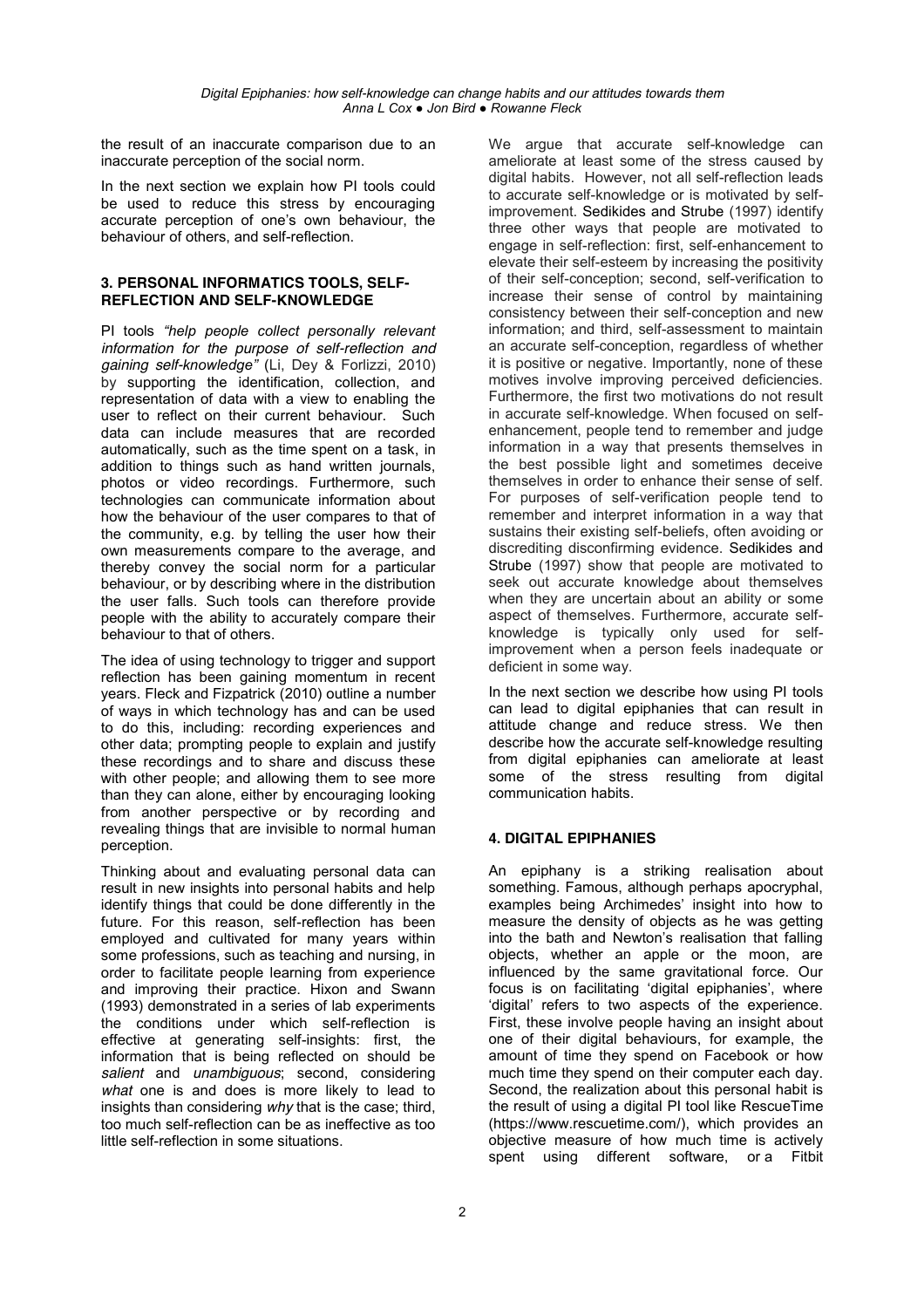the result of an inaccurate comparison due to an inaccurate perception of the social norm.

In the next section we explain how PI tools could be used to reduce this stress by encouraging accurate perception of one's own behaviour, the behaviour of others, and self-reflection.

## 3. PERSONAL INFORMATICS TOOLS, SELF-REFLECTION AND SELF-KNOWLEDGE

PI tools *"help people collect personally relevant information for the purpose of self-reflection and gaining self-knowledge"* (Li, Dey & Forlizzi, 2010) by supporting the identification, collection, and representation of data with a view to enabling the user to reflect on their current behaviour. Such data can include measures that are recorded automatically, such as the time spent on a task, in addition to things such as hand written journals, photos or video recordings. Furthermore, such technologies can communicate information about how the behaviour of the user compares to that of the community, e.g. by telling the user how their own measurements compare to the average, and thereby convey the social norm for a particular behaviour, or by describing where in the distribution the user falls. Such tools can therefore provide people with the ability to accurately compare their behaviour to that of others.

The idea of using technology to trigger and support reflection has been gaining momentum in recent years. Fleck and Fizpatrick (2010) outline a number of ways in which technology has and can be used to do this, including: recording experiences and other data; prompting people to explain and justify these recordings and to share and discuss these with other people; and allowing them to see more than they can alone, either by encouraging looking from another perspective or by recording and revealing things that are invisible to normal human perception.

Thinking about and evaluating personal data can result in new insights into personal habits and help identify things that could be done differently in the future. For this reason, self-reflection has been employed and cultivated for many years within some professions, such as teaching and nursing, in order to facilitate people learning from experience and improving their practice. Hixon and Swann (1993) demonstrated in a series of lab experiments the conditions under which self-reflection is effective at generating self-insights: first, the information that is being reflected on should be *salient* and *unambiguous*; second, considering *what* one is and does is more likely to lead to insights than considering *why* that is the case; third, too much self-reflection can be as ineffective as too little self-reflection in some situations.

We argue that accurate self-knowledge can ameliorate at least some of the stress caused by digital habits. However, not all self-reflection leads to accurate self-knowledge or is motivated by self-improvement. Sedikides and Strube (1997) identify three other ways that people are motivated to engage in self-reflection: first, self-enhancement to elevate their self-esteem by increasing the positivity of their self-conception; second, self-verification to increase their sense of control by maintaining consistency between their self-conception and new information; and third, self-assessment to maintain an accurate self-conception, regardless of whether it is positive or negative. Importantly, none of these motives involve improving perceived deficiencies. Furthermore, the first two motivations do not result in accurate self-knowledge. When focused on self-enhancement, people tend to remember and judge information in a way that presents themselves in the best possible light and sometimes deceive themselves in order to enhance their sense of self. For purposes of self-verification people tend to remember and interpret information in a way that sustains their existing self-beliefs, often avoiding or discrediting disconfirming evidence. Sedikides and Strube (1997) show that people are motivated to seek out accurate knowledge about themselves when they are uncertain about an ability or some aspect of themselves. Furthermore, accurate self-knowledge is typically only used for self-improvement when a person feels inadequate or deficient in some way.

In the next section we describe how using PI tools can lead to digital epiphanies that can result in attitude change and reduce stress. We then describe how the accurate self-knowledge resulting from digital epiphanies can ameliorate at least some of the stress resulting from digital communication habits.

## 4. DIGITAL EPIPHANIES

An epiphany is a striking realisation about something. Famous, although perhaps apocryphal, examples being Archimedes' insight into how to measure the density of objects as he was getting into the bath and Newton's realisation that falling objects, whether an apple or the moon, are influenced by the same gravitational force. Our focus is on facilitating 'digital epiphanies', where 'digital' refers to two aspects of the experience. First, these involve people having an insight about one of their digital behaviours, for example, the amount of time they spend on Facebook or how much time they spend on their computer each day. Second, the realization about this personal habit is the result of using a digital PI tool like RescueTime (https://www.rescuetime.com/), which provides an objective measure of how much time is actively spent using different software, or a Fitbit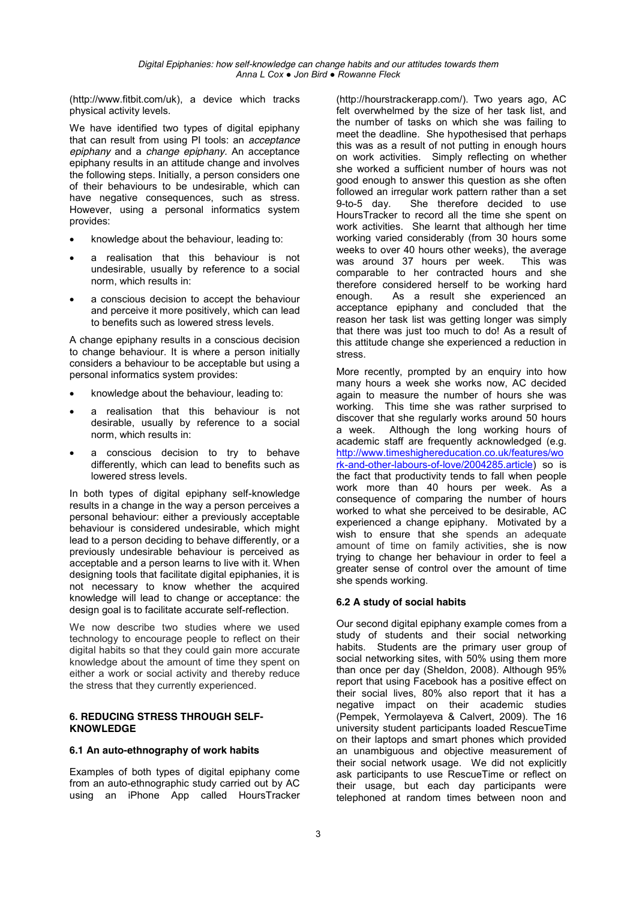(http://www.fitbit.com/uk), a device which tracks physical activity levels.

We have identified two types of digital epiphany that can result from using PI tools: an *acceptance epiphany* and a *change epiphany.* An acceptance epiphany results in an attitude change and involves the following steps. Initially, a person considers one of their behaviours to be undesirable, which can have negative consequences, such as stress. However, using a personal informatics system provides:

- knowledge about the behaviour, leading to:
- a realisation that this behaviour is not undesirable, usually by reference to a social norm, which results in:
- a conscious decision to accept the behaviour and perceive it more positively, which can lead to benefits such as lowered stress levels.

A change epiphany results in a conscious decision to change behaviour. It is where a person initially considers a behaviour to be acceptable but using a personal informatics system provides:

- knowledge about the behaviour, leading to:
- a realisation that this behaviour is not desirable, usually by reference to a social norm, which results in:
- a conscious decision to try to behave differently, which can lead to benefits such as lowered stress levels.

In both types of digital epiphany self-knowledge results in a change in the way a person perceives a personal behaviour: either a previously acceptable behaviour is considered undesirable, which might lead to a person deciding to behave differently, or a previously undesirable behaviour is perceived as acceptable and a person learns to live with it. When designing tools that facilitate digital epiphanies, it is not necessary to know whether the acquired knowledge will lead to change or acceptance: the design goal is to facilitate accurate self-reflection.

We now describe two studies where we used technology to encourage people to reflect on their digital habits so that they could gain more accurate knowledge about the amount of time they spent on either a work or social activity and thereby reduce the stress that they currently experienced.

## 6. REDUCING STRESS THROUGH SELF-KNOWLEDGE

### 6.1 An auto-ethnography of work habits

Examples of both types of digital epiphany come from an auto-ethnographic study carried out by AC using an iPhone App called HoursTracker (http://hourstrackerapp.com/). Two years ago, AC felt overwhelmed by the size of her task list, and the number of tasks on which she was failing to meet the deadline. She hypothesised that perhaps this was as a result of not putting in enough hours on work activities. Simply reflecting on whether she worked a sufficient number of hours was not good enough to answer this question as she often followed an irregular work pattern rather than a set 9-to-5 day. She therefore decided to use HoursTracker to record all the time she spent on work activities. She learnt that although her time working varied considerably (from 30 hours some weeks to over 40 hours other weeks), the average was around 37 hours per week. This was comparable to her contracted hours and she therefore considered herself to be working hard enough. As a result she experienced an acceptance epiphany and concluded that the reason her task list was getting longer was simply that there was just too much to do! As a result of this attitude change she experienced a reduction in stress.

More recently, prompted by an enquiry into how many hours a week she works now, AC decided again to measure the number of hours she was working. This time she was rather surprised to discover that she regularly works around 50 hours a week. Although the long working hours of academic staff are frequently acknowledged (e.g. http://www.timeshighereducation.co.uk/features/work-and-other-labours-of-love/2004285.article) so is the fact that productivity tends to fall when people work more than 40 hours per week. As a consequence of comparing the number of hours worked to what she perceived to be desirable, AC experienced a change epiphany. Motivated by a wish to ensure that she spends an adequate amount of time on family activities, she is now trying to change her behaviour in order to feel a greater sense of control over the amount of time she spends working.

### 6.2 A study of social habits

Our second digital epiphany example comes from a study of students and their social networking habits. Students are the primary user group of social networking sites, with 50% using them more than once per day (Sheldon, 2008). Although 95% report that using Facebook has a positive effect on their social lives, 80% also report that it has a negative impact on their academic studies (Pempek, Yermolayeva & Calvert, 2009). The 16 university student participants loaded RescueTime on their laptops and smart phones which provided an unambiguous and objective measurement of their social network usage. We did not explicitly ask participants to use RescueTime or reflect on their usage, but each day participants were telephoned at random times between noon and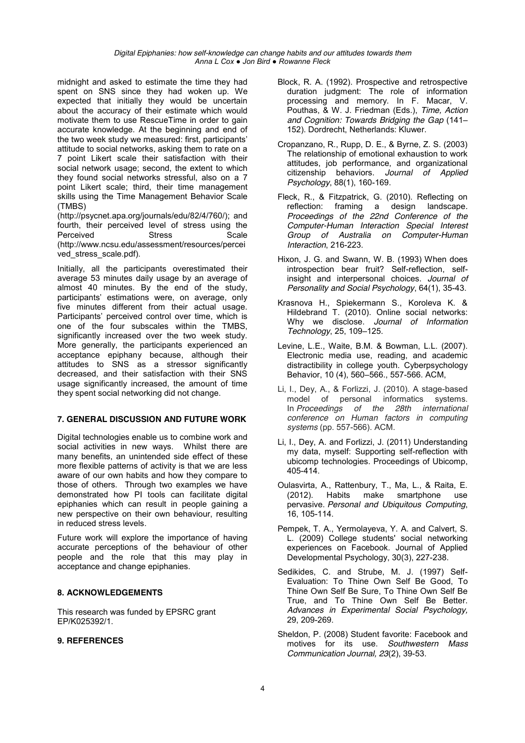midnight and asked to estimate the time they had spent on SNS since they had woken up. We expected that initially they would be uncertain about the accuracy of their estimate which would motivate them to use RescueTime in order to gain accurate knowledge. At the beginning and end of the two week study we measured: first, participants' attitude to social networks, asking them to rate on a 7 point Likert scale their satisfaction with their social network usage; second, the extent to which they found social networks stressful, also on a 7 point Likert scale; third, their time management skills using the Time Management Behavior Scale (TMBS) (http://psycnet.apa.org/journals/edu/82/4/760/); and fourth, their perceived level of stress using the Perceived Stress Scale (http://www.ncsu.edu/assessment/resources/perceived_stress_scale.pdf).

Initially, all the participants overestimated their average 53 minutes daily usage by an average of almost 40 minutes. By the end of the study, participants' estimations were, on average, only five minutes different from their actual usage. Participants' perceived control over time, which is one of the four subscales within the TMBS, significantly increased over the two week study. More generally, the participants experienced an acceptance epiphany because, although their attitudes to SNS as a stressor significantly decreased, and their satisfaction with their SNS usage significantly increased, the amount of time they spent social networking did not change.

## 7. GENERAL DISCUSSION AND FUTURE WORK

Digital technologies enable us to combine work and social activities in new ways. Whilst there are many benefits, an unintended side effect of these more flexible patterns of activity is that we are less aware of our own habits and how they compare to those of others. Through two examples we have demonstrated how PI tools can facilitate digital epiphanies which can result in people gaining a new perspective on their own behaviour, resulting in reduced stress levels.

Future work will explore the importance of having accurate perceptions of the behaviour of other people and the role that this may play in acceptance and change epiphanies.

## 8. ACKNOWLEDGEMENTS

This research was funded by EPSRC grant EP/K025392/1.

## 9. REFERENCES

Block, R. A. (1992). Prospective and retrospective duration judgment: The role of information processing and memory. In F. Macar, V. Pouthas, & W. J. Friedman (Eds.), *Time, Action and Cognition: Towards Bridging the Gap* (141–152). Dordrecht, Netherlands: Kluwer.

Cropanzano, R., Rupp, D. E., & Byrne, Z. S. (2003) The relationship of emotional exhaustion to work attitudes, job performance, and organizational citizenship behaviors. *Journal of Applied Psychology*, 88(1), 160-169.

Fleck, R., & Fitzpatrick, G. (2010). Reflecting on reflection: framing a design landscape. *Proceedings of the 22nd Conference of the Computer-Human Interaction Special Interest Group of Australia on Computer-Human Interaction*, 216-223.

Hixon, J. G. and Swann, W. B. (1993) When does introspection bear fruit? Self-reflection, self-insight and interpersonal choices. *Journal of Personality and Social Psychology*, 64(1), 35-43.

Krasnova H., Spiekermann S., Koroleva K. & Hildebrand T. (2010). Online social networks: Why we disclose. *Journal of Information Technology*, 25, 109–125.

Levine, L.E., Waite, B.M. & Bowman, L.L. (2007). Electronic media use, reading, and academic distractibility in college youth. Cyberpsychology Behavior, 10 (4), 560–566., 557-566. ACM,

Li, I., Dey, A., & Forlizzi, J. (2010). A stage-based model of personal informatics systems. In *Proceedings of the 28th international conference on Human factors in computing systems* (pp. 557-566). ACM.

Li, I., Dey, A. and Forlizzi, J. (2011) Understanding my data, myself: Supporting self-reflection with ubicomp technologies. Proceedings of Ubicomp, 405-414.

Oulasvirta, A., Rattenbury, T., Ma, L., & Raita, E. (2012). Habits make smartphone use pervasive. *Personal and Ubiquitous Computing*, 16, 105-114.

Pempek, T. A., Yermolayeva, Y. A. and Calvert, S. L. (2009) College students' social networking experiences on Facebook. Journal of Applied Developmental Psychology, 30(3), 227-238.

Sedikides, C. and Strube, M. J. (1997) Self-Evaluation: To Thine Own Self Be Good, To Thine Own Self Be Sure, To Thine Own Self Be True, and To Thine Own Self Be Better. *Advances in Experimental Social Psychology,* 29, 209-269.

Sheldon, P. (2008) Student favorite: Facebook and motives for its use. *Southwestern Mass Communication Journal, 23*(2), 39-53.